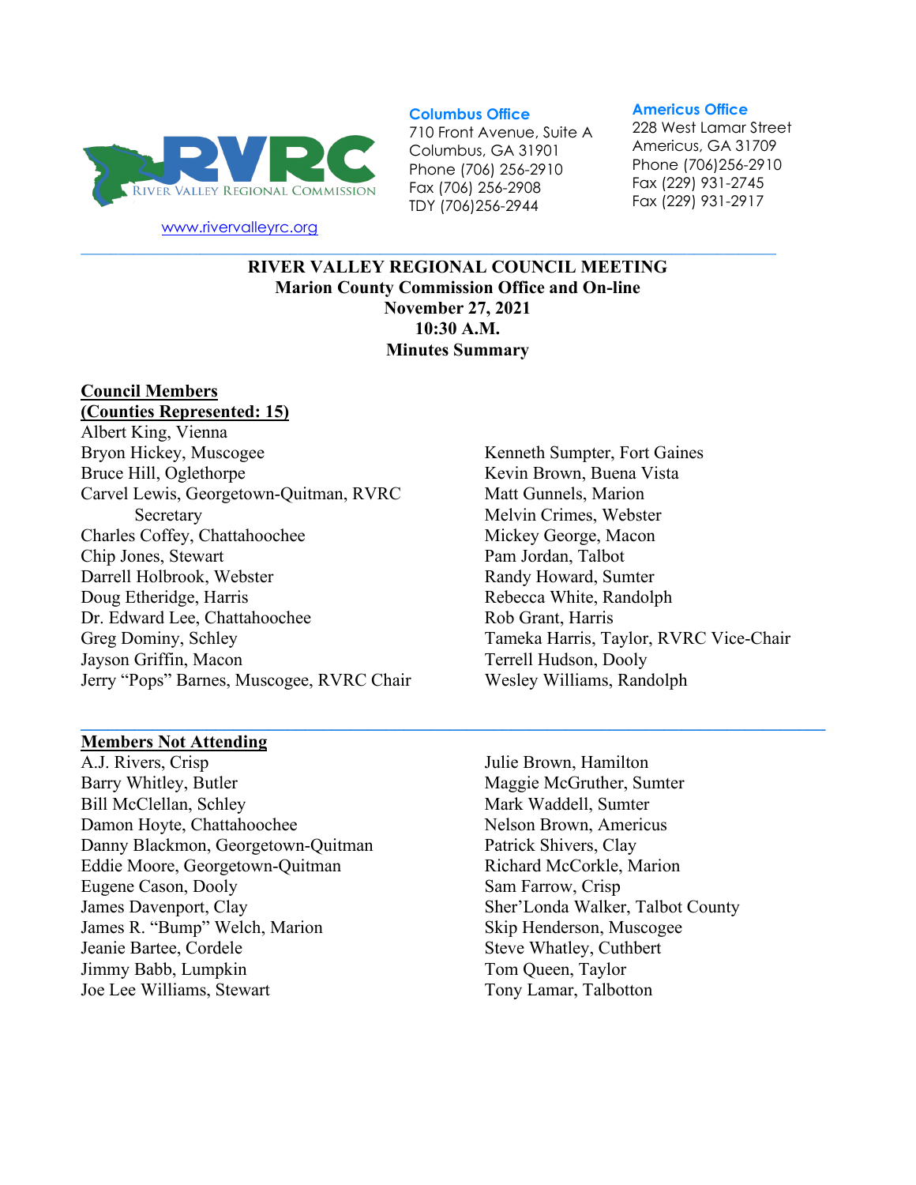RVRC
River Valley Regional Commission

www.rivervalleyrc.org

**Columbus Office**
710 Front Avenue, Suite A
Columbus, GA 31901
Phone (706) 256-2910
Fax (706) 256-2908
TDY (706)256-2944

**Americus Office**
228 West Lamar Street
Americus, GA 31709
Phone (706)256-2910
Fax (229) 931-2745
Fax (229) 931-2917

---

**RIVER VALLEY REGIONAL COUNCIL MEETING**
**Marion County Commission Office and On-line**
**November 27, 2021**
**10:30 A.M.**
**Minutes Summary**

**Council Members**
**(Counties Represented: 15)**

Albert King, Vienna
Bryon Hickey, Muscogee
Bruce Hill, Oglethorpe
Carvel Lewis, Georgetown-Quitman, RVRC Secretary
Charles Coffey, Chattahoochee
Chip Jones, Stewart
Darrell Holbrook, Webster
Doug Etheridge, Harris
Dr. Edward Lee, Chattahoochee
Greg Dominy, Schley
Jayson Griffin, Macon
Jerry "Pops" Barnes, Muscogee, RVRC Chair
Kenneth Sumpter, Fort Gaines
Kevin Brown, Buena Vista
Matt Gunnels, Marion
Melvin Crimes, Webster
Mickey George, Macon
Pam Jordan, Talbot
Randy Howard, Sumter
Rebecca White, Randolph
Rob Grant, Harris
Tameka Harris, Taylor, RVRC Vice-Chair
Terrell Hudson, Dooly
Wesley Williams, Randolph

---

**Members Not Attending**

A.J. Rivers, Crisp
Barry Whitley, Butler
Bill McClellan, Schley
Damon Hoyte, Chattahoochee
Danny Blackmon, Georgetown-Quitman
Eddie Moore, Georgetown-Quitman
Eugene Cason, Dooly
James Davenport, Clay
James R. "Bump" Welch, Marion
Jeanie Bartee, Cordele
Jimmy Babb, Lumpkin
Joe Lee Williams, Stewart
Julie Brown, Hamilton
Maggie McGruther, Sumter
Mark Waddell, Sumter
Nelson Brown, Americus
Patrick Shivers, Clay
Richard McCorkle, Marion
Sam Farrow, Crisp
Sher'Londa Walker, Talbot County
Skip Henderson, Muscogee
Steve Whatley, Cuthbert
Tom Queen, Taylor
Tony Lamar, Talbotton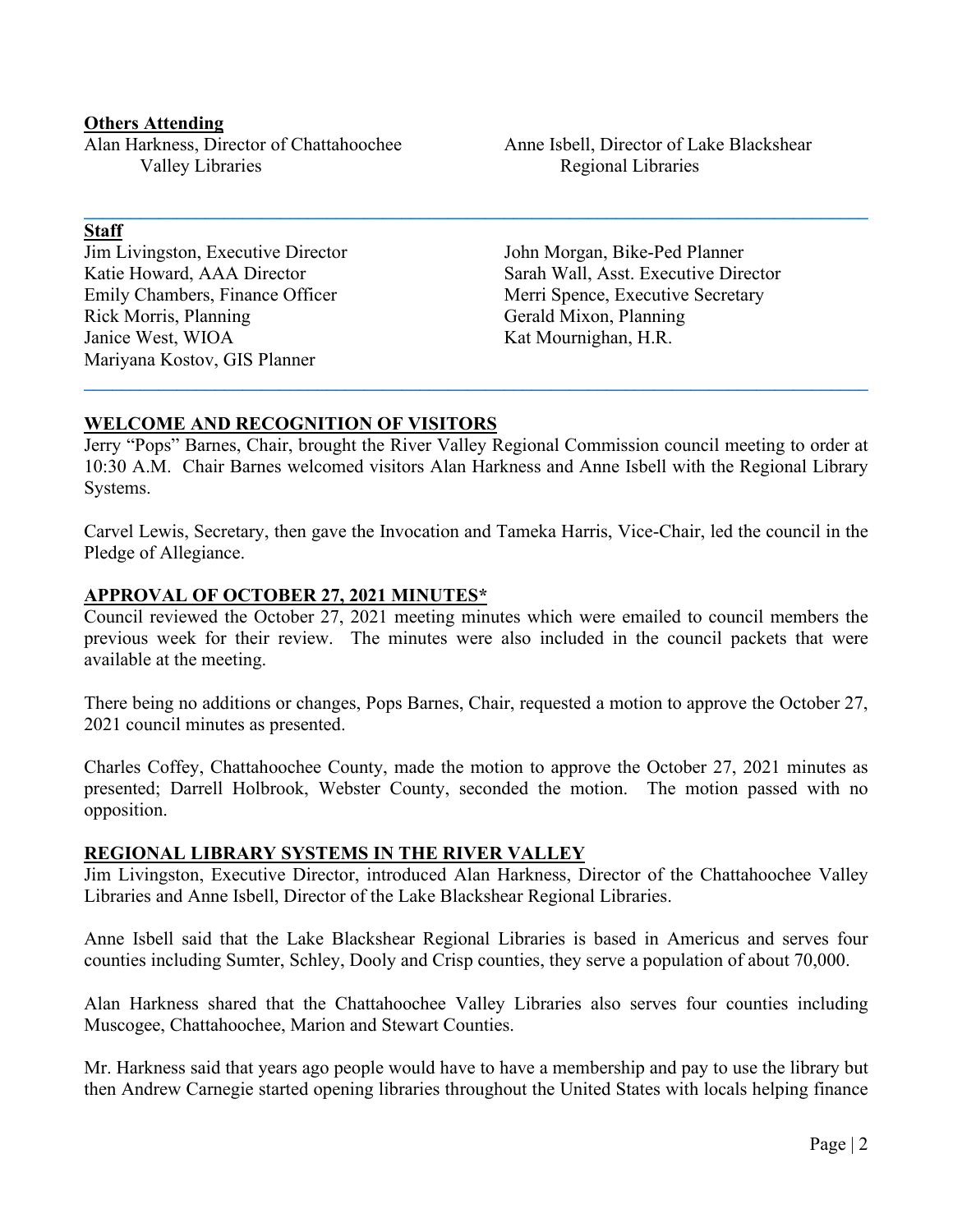**Others Attending**

Alan Harkness, Director of Chattahoochee Valley Libraries

Anne Isbell, Director of Lake Blackshear Regional Libraries

---

**Staff**

Jim Livingston, Executive Director
Katie Howard, AAA Director
Emily Chambers, Finance Officer
Rick Morris, Planning
Janice West, WIOA
Mariyana Kostov, GIS Planner
John Morgan, Bike-Ped Planner
Sarah Wall, Asst. Executive Director
Merri Spence, Executive Secretary
Gerald Mixon, Planning
Kat Mournighan, H.R.

---

## WELCOME AND RECOGNITION OF VISITORS

Jerry "Pops" Barnes, Chair, brought the River Valley Regional Commission council meeting to order at 10:30 A.M. Chair Barnes welcomed visitors Alan Harkness and Anne Isbell with the Regional Library Systems.

Carvel Lewis, Secretary, then gave the Invocation and Tameka Harris, Vice-Chair, led the council in the Pledge of Allegiance.

## APPROVAL OF OCTOBER 27, 2021 MINUTES*

Council reviewed the October 27, 2021 meeting minutes which were emailed to council members the previous week for their review. The minutes were also included in the council packets that were available at the meeting.

There being no additions or changes, Pops Barnes, Chair, requested a motion to approve the October 27, 2021 council minutes as presented.

Charles Coffey, Chattahoochee County, made the motion to approve the October 27, 2021 minutes as presented; Darrell Holbrook, Webster County, seconded the motion. The motion passed with no opposition.

## REGIONAL LIBRARY SYSTEMS IN THE RIVER VALLEY

Jim Livingston, Executive Director, introduced Alan Harkness, Director of the Chattahoochee Valley Libraries and Anne Isbell, Director of the Lake Blackshear Regional Libraries.

Anne Isbell said that the Lake Blackshear Regional Libraries is based in Americus and serves four counties including Sumter, Schley, Dooly and Crisp counties, they serve a population of about 70,000.

Alan Harkness shared that the Chattahoochee Valley Libraries also serves four counties including Muscogee, Chattahoochee, Marion and Stewart Counties.

Mr. Harkness said that years ago people would have to have a membership and pay to use the library but then Andrew Carnegie started opening libraries throughout the United States with locals helping finance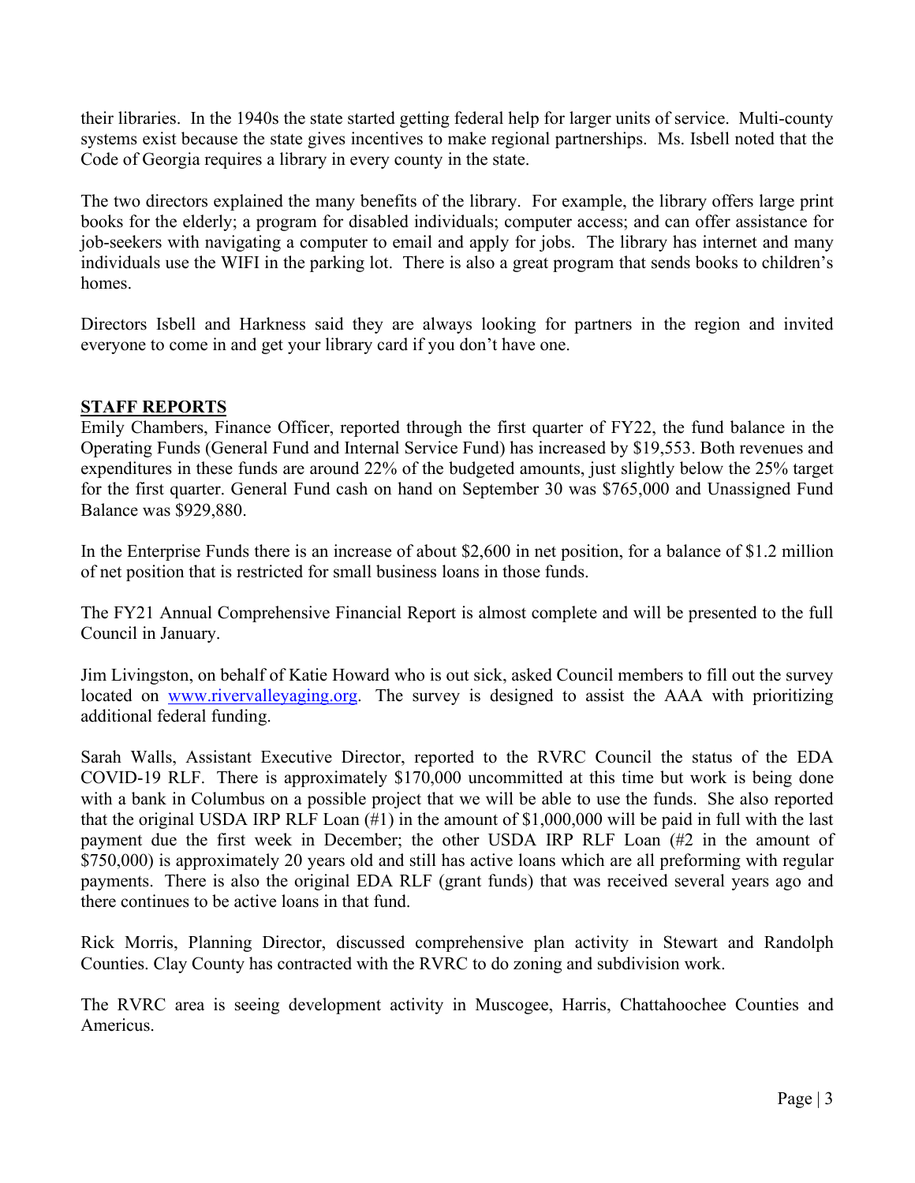their libraries. In the 1940s the state started getting federal help for larger units of service. Multi-county systems exist because the state gives incentives to make regional partnerships. Ms. Isbell noted that the Code of Georgia requires a library in every county in the state.

The two directors explained the many benefits of the library. For example, the library offers large print books for the elderly; a program for disabled individuals; computer access; and can offer assistance for job-seekers with navigating a computer to email and apply for jobs. The library has internet and many individuals use the WIFI in the parking lot. There is also a great program that sends books to children's homes.

Directors Isbell and Harkness said they are always looking for partners in the region and invited everyone to come in and get your library card if you don't have one.

## STAFF REPORTS

Emily Chambers, Finance Officer, reported through the first quarter of FY22, the fund balance in the Operating Funds (General Fund and Internal Service Fund) has increased by $19,553. Both revenues and expenditures in these funds are around 22% of the budgeted amounts, just slightly below the 25% target for the first quarter. General Fund cash on hand on September 30 was $765,000 and Unassigned Fund Balance was $929,880.

In the Enterprise Funds there is an increase of about $2,600 in net position, for a balance of $1.2 million of net position that is restricted for small business loans in those funds.

The FY21 Annual Comprehensive Financial Report is almost complete and will be presented to the full Council in January.

Jim Livingston, on behalf of Katie Howard who is out sick, asked Council members to fill out the survey located on [www.rivervalleyaging.org](http://www.rivervalleyaging.org). The survey is designed to assist the AAA with prioritizing additional federal funding.

Sarah Walls, Assistant Executive Director, reported to the RVRC Council the status of the EDA COVID-19 RLF. There is approximately $170,000 uncommitted at this time but work is being done with a bank in Columbus on a possible project that we will be able to use the funds. She also reported that the original USDA IRP RLF Loan (#1) in the amount of $1,000,000 will be paid in full with the last payment due the first week in December; the other USDA IRP RLF Loan (#2 in the amount of $750,000) is approximately 20 years old and still has active loans which are all preforming with regular payments. There is also the original EDA RLF (grant funds) that was received several years ago and there continues to be active loans in that fund.

Rick Morris, Planning Director, discussed comprehensive plan activity in Stewart and Randolph Counties. Clay County has contracted with the RVRC to do zoning and subdivision work.

The RVRC area is seeing development activity in Muscogee, Harris, Chattahoochee Counties and Americus.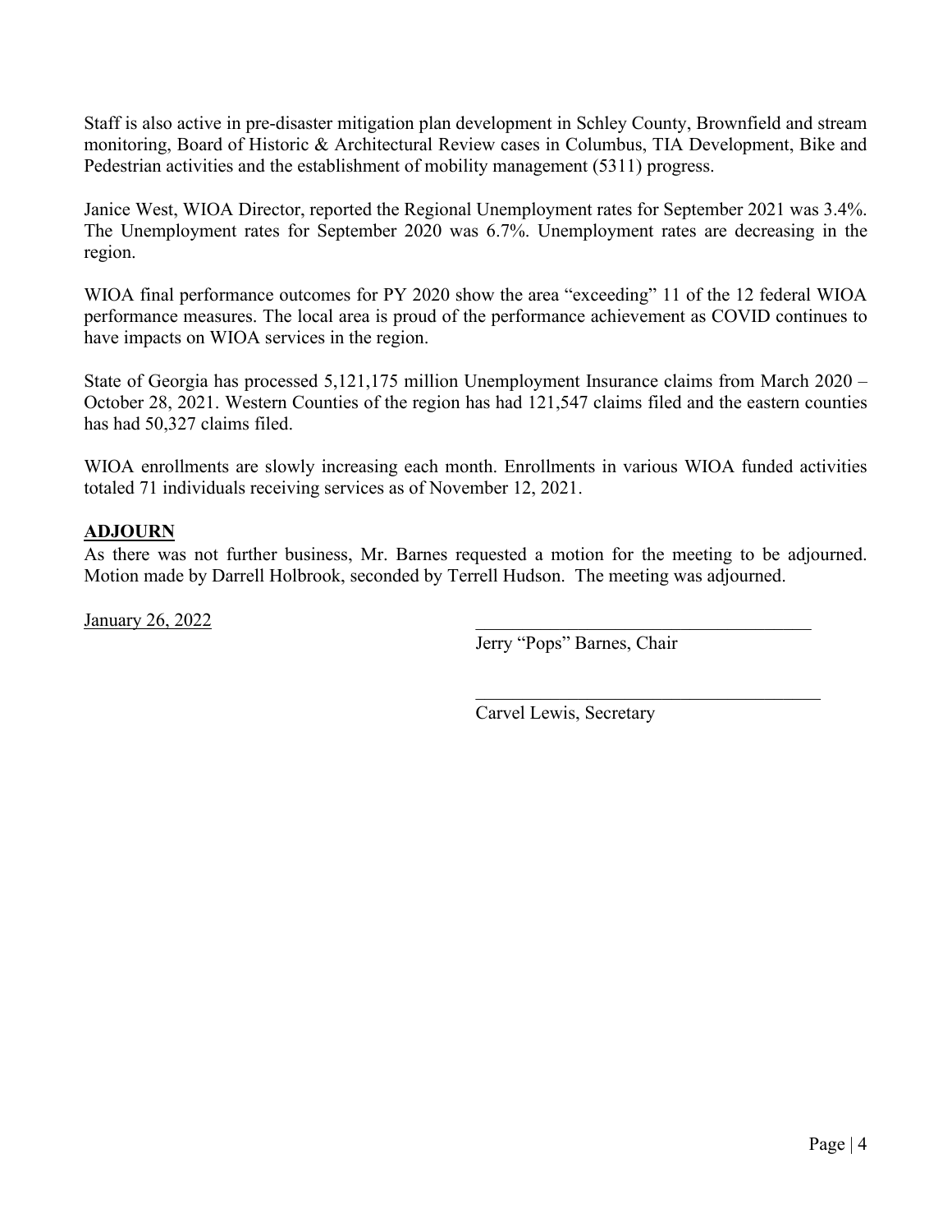Staff is also active in pre-disaster mitigation plan development in Schley County, Brownfield and stream monitoring, Board of Historic & Architectural Review cases in Columbus, TIA Development, Bike and Pedestrian activities and the establishment of mobility management (5311) progress.

Janice West, WIOA Director, reported the Regional Unemployment rates for September 2021 was 3.4%. The Unemployment rates for September 2020 was 6.7%. Unemployment rates are decreasing in the region.

WIOA final performance outcomes for PY 2020 show the area "exceeding" 11 of the 12 federal WIOA performance measures. The local area is proud of the performance achievement as COVID continues to have impacts on WIOA services in the region.

State of Georgia has processed 5,121,175 million Unemployment Insurance claims from March 2020 – October 28, 2021. Western Counties of the region has had 121,547 claims filed and the eastern counties has had 50,327 claims filed.

WIOA enrollments are slowly increasing each month. Enrollments in various WIOA funded activities totaled 71 individuals receiving services as of November 12, 2021.

## ADJOURN

As there was not further business, Mr. Barnes requested a motion for the meeting to be adjourned. Motion made by Darrell Holbrook, seconded by Terrell Hudson. The meeting was adjourned.

January 26, 2022

\_\_\_\_\_\_\_\_\_\_\_\_\_\_\_\_\_\_\_\_\_\_\_\_\_\_\_\_\_\_\_\_\_\_\_\_\_\_

Jerry "Pops" Barnes, Chair

\_\_\_\_\_\_\_\_\_\_\_\_\_\_\_\_\_\_\_\_\_\_\_\_\_\_\_\_\_\_\_\_\_\_\_\_\_\_

Carvel Lewis, Secretary